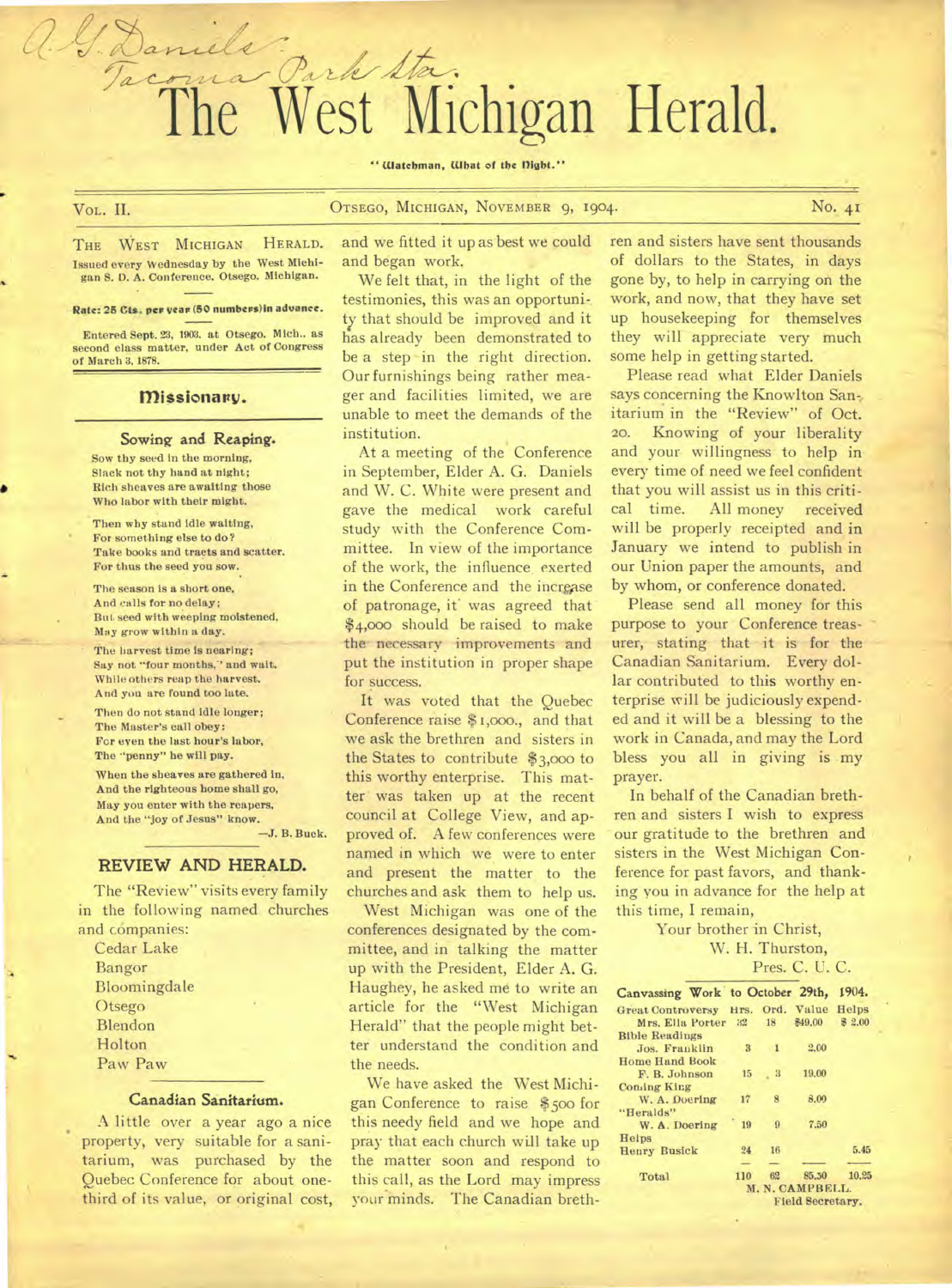A. G. Daniels
Tacoma Park Sta.

# The West Michigan Herald.

"Watchman, What of the Night."

VOL. II. OTSEGO, MICHIGAN, NOVEMBER 9, 1904. No. 41

THE WEST MICHIGAN HERALD. Issued every Wednesday by the West Michigan S. D. A. Conference. Otsego. Michigan.

**Rate: 25 Cts. per year (50 numbers) in advance.**

Entered Sept. 23, 1903, at Otsego, Mich., as second class matter, under Act of Congress of March 3, 1878.

## Missionary.

### Sowing and Reaping.

Sow thy seed in the morning,
Slack not thy hand at night;
Rich sheaves are awaiting those
Who labor with their might.

Then why stand idle waiting,
For something else to do?
Take books and tracts and scatter,
For thus the seed you sow.

The season is a short one,
And calls for no delay;
But seed with weeping moistened,
May grow within a day.

The harvest time is nearing;
Say not "four months," and wait,
While others reap the harvest,
And you are found too late.

Then do not stand idle longer;
The Master's call obey:
For even the last hour's labor,
The "penny" he will pay.

When the sheaves are gathered in,
And the righteous home shall go,
May you enter with the reapers,
And the "joy of Jesus" know.

—J. B. Buck.

## REVIEW AND HERALD.

The "Review" visits every family in the following named churches and companies:

Cedar Lake
Bangor
Bloomingdale
Otsego
Blendon
Holton
Paw Paw

### Canadian Sanitarium.

A little over a year ago a nice property, very suitable for a sanitarium, was purchased by the Quebec Conference for about one-third of its value, or original cost, and we fitted it up as best we could and began work.

We felt that, in the light of the testimonies, this was an opportunity that should be improved and it has already been demonstrated to be a step in the right direction. Our furnishings being rather meager and facilities limited, we are unable to meet the demands of the institution.

At a meeting of the Conference in September, Elder A. G. Daniels and W. C. White were present and gave the medical work careful study with the Conference Committee. In view of the importance of the work, the influence exerted in the Conference and the increase of patronage, it was agreed that $4,000 should be raised to make the necessary improvements and put the institution in proper shape for success.

It was voted that the Quebec Conference raise $1,000., and that we ask the brethren and sisters in the States to contribute $3,000 to this worthy enterprise. This matter was taken up at the recent council at College View, and approved of. A few conferences were named in which we were to enter and present the matter to the churches and ask them to help us.

West Michigan was one of the conferences designated by the committee, and in talking the matter up with the President, Elder A. G. Haughey, he asked me to write an article for the "West Michigan Herald" that the people might better understand the condition and the needs.

We have asked the West Michigan Conference to raise $500 for this needy field and we hope and pray that each church will take up the matter soon and respond to this call, as the Lord may impress your minds. The Canadian brethren and sisters have sent thousands of dollars to the States, in days gone by, to help in carrying on the work, and now, that they have set up housekeeping for themselves they will appreciate very much some help in getting started.

Please read what Elder Daniels says concerning the Knowlton Sanitarium in the "Review" of Oct. 20. Knowing of your liberality and your willingness to help in every time of need we feel confident that you will assist us in this critical time. All money received will be properly receipted and in January we intend to publish in our Union paper the amounts, and by whom, or conference donated.

Please send all money for this purpose to your Conference treasurer, stating that it is for the Canadian Sanitarium. Every dollar contributed to this worthy enterprise will be judiciously expended and it will be a blessing to the work in Canada, and may the Lord bless you all in giving is my prayer.

In behalf of the Canadian brethren and sisters I wish to express our gratitude to the brethren and sisters in the West Michigan Conference for past favors, and thanking you in advance for the help at this time, I remain,

Your brother in Christ,
W. H. Thurston,
Pres. C. U. C.

### Canvassing Work to October 29th, 1904.

| | Hrs. | Ord. | Value | Helps |
|---|---|---|---|---|
| **Great Controversy** | | | | |
| Mrs. Ella Porter | 32 | 18 | $49.00 | $ 2.00 |
| **Bible Readings** | | | | |
| Jos. Franklin | 3 | 1 | 2.00 | |
| **Home Hand Book** | | | | |
| F. B. Johnson | 15 | 3 | 19.00 | |
| **Coming King** | | | | |
| W. A. Doering | 17 | 8 | 8.00 | |
| **"Heralds"** | | | | |
| W. A. Doering | 19 | 9 | 7.50 | |
| **Helps** | | | | |
| Henry Busick | 24 | 16 | | 5.45 |
| Total | 110 | 62 | 85.50 | 10.25 |

M. N. CAMPBELL.
Field Secretary.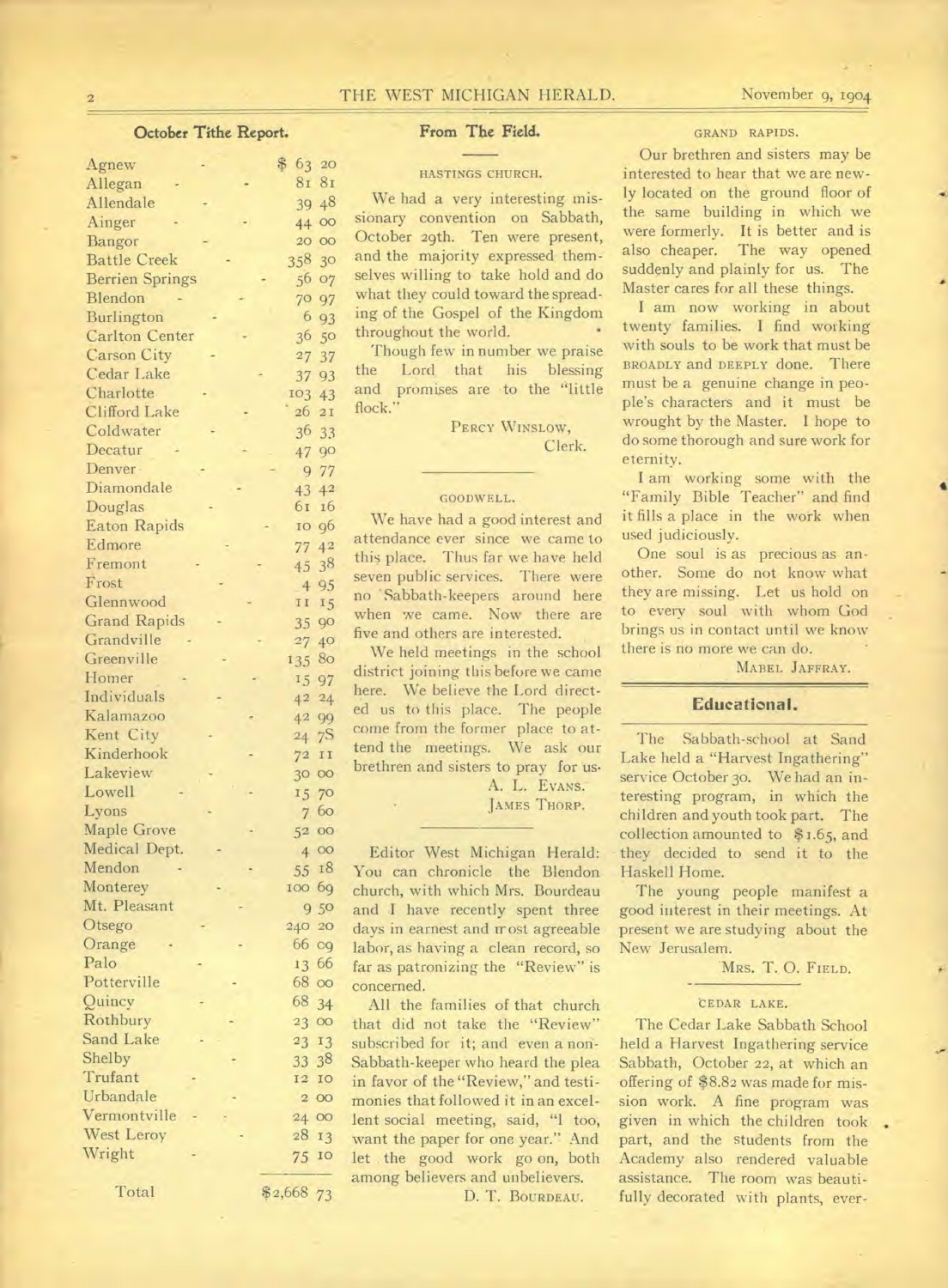## October Tithe Report.

| | |
|---|---|
| Agnew | $ 63 20 |
| Allegan | 81 81 |
| Allendale | 39 48 |
| Ainger | 44 00 |
| Bangor | 20 00 |
| Battle Creek | 358 30 |
| Berrien Springs | 56 07 |
| Blendon | 70 97 |
| Burlington | 6 93 |
| Carlton Center | 36 50 |
| Carson City | 27 37 |
| Cedar Lake | 37 93 |
| Charlotte | 103 43 |
| Clifford Lake | 26 21 |
| Coldwater | 36 33 |
| Decatur | 47 90 |
| Denver | 9 77 |
| Diamondale | 43 42 |
| Douglas | 61 16 |
| Eaton Rapids | 10 96 |
| Edmore | 77 42 |
| Fremont | 45 38 |
| Frost | 4 95 |
| Glennwood | 11 15 |
| Grand Rapids | 35 90 |
| Grandville | 27 40 |
| Greenville | 135 80 |
| Homer | 15 97 |
| Individuals | 42 24 |
| Kalamazoo | 42 99 |
| Kent City | 24 78 |
| Kinderhook | 72 11 |
| Lakeview | 30 00 |
| Lowell | 15 70 |
| Lyons | 7 60 |
| Maple Grove | 52 00 |
| Medical Dept. | 4 00 |
| Mendon | 55 18 |
| Monterey | 100 69 |
| Mt. Pleasant | 9 50 |
| Otsego | 240 20 |
| Orange | 66 09 |
| Palo | 13 66 |
| Potterville | 68 00 |
| Quincy | 68 34 |
| Rothbury | 23 00 |
| Sand Lake | 23 13 |
| Shelby | 33 38 |
| Trufant | 12 10 |
| Urbandale | 2 00 |
| Vermontville | 24 00 |
| West Leroy | 28 13 |
| Wright | 75 10 |
| Total | $2,668 73 |

## From The Field.

### HASTINGS CHURCH.

We had a very interesting missionary convention on Sabbath, October 29th. Ten were present, and the majority expressed themselves willing to take hold and do what they could toward the spreading of the Gospel of the Kingdom throughout the world.

Though few in number we praise the Lord that his blessing and promises are to the "little flock."

PERCY WINSLOW,
Clerk.

### GOODWELL.

We have had a good interest and attendance ever since we came to this place. Thus far we have held seven public services. There were no Sabbath-keepers around here when we came. Now there are five and others are interested.

We held meetings in the school district joining this before we came here. We believe the Lord directed us to this place. The people come from the former place to attend the meetings. We ask our brethren and sisters to pray for us.

A. L. EVANS.
JAMES THORP.

Editor West Michigan Herald: You can chronicle the Blendon church, with which Mrs. Bourdeau and I have recently spent three days in earnest and most agreeable labor, as having a clean record, so far as patronizing the "Review" is concerned.

All the families of that church that did not take the "Review" subscribed for it; and even a non-Sabbath-keeper who heard the plea in favor of the "Review," and testimonies that followed it in an excellent social meeting, said, "I too, want the paper for one year." And let the good work go on, both among believers and unbelievers.

D. T. BOURDEAU.

### GRAND RAPIDS.

Our brethren and sisters may be interested to hear that we are newly located on the ground floor of the same building in which we were formerly. It is better and is also cheaper. The way opened suddenly and plainly for us. The Master cares for all these things.

I am now working in about twenty families. I find working with souls to be work that must be BROADLY and DEEPLY done. There must be a genuine change in people's characters and it must be wrought by the Master. I hope to do some thorough and sure work for eternity.

I am working some with the "Family Bible Teacher" and find it fills a place in the work when used judiciously.

One soul is as precious as another. Some do not know what they are missing. Let us hold on to every soul with whom God brings us in contact until we know there is no more we can do.

MABEL JAFFRAY.

## Educational.

The Sabbath-school at Sand Lake held a "Harvest Ingathering" service October 30. We had an interesting program, in which the children and youth took part. The collection amounted to $1.65, and they decided to send it to the Haskell Home.

The young people manifest a good interest in their meetings. At present we are studying about the New Jerusalem.

MRS. T. O. FIELD.

### CEDAR LAKE.

The Cedar Lake Sabbath School held a Harvest Ingathering service Sabbath, October 22, at which an offering of $8.82 was made for mission work. A fine program was given in which the children took part, and the students from the Academy also rendered valuable assistance. The room was beautifully decorated with plants, ever-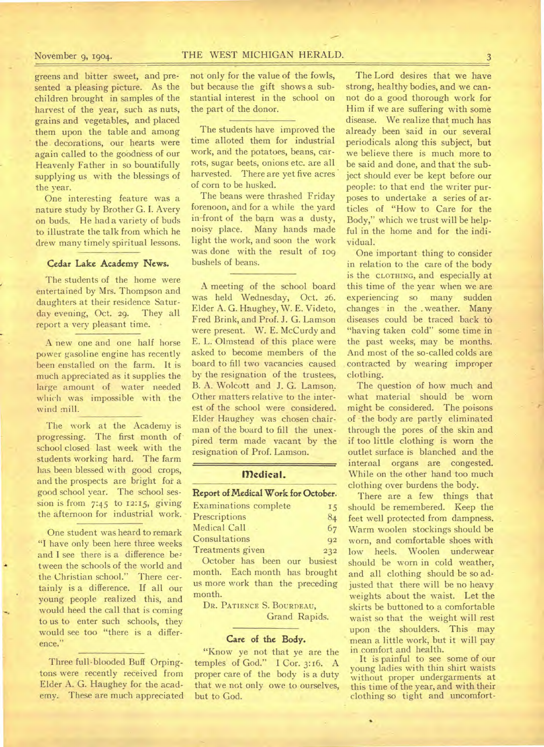greens and bitter sweet, and presented a pleasing picture. As the children brought in samples of the harvest of the year, such as nuts, grains and vegetables, and placed them upon the table and among the decorations, our hearts were again called to the goodness of our Heavenly Father in so bountifully supplying us with the blessings of the year.

One interesting feature was a nature study by Brother G. I. Avery on buds. He had a variety of buds to illustrate the talk from which he drew many timely spiritual lessons.

### Cedar Lake Academy News.

The students of the home were entertained by Mrs. Thompson and daughters at their residence Saturday evening, Oct. 29. They all report a very pleasant time.

A new one and one half horse power gasoline engine has recently been enstalled on the farm. It is much appreciated as it supplies the large amount of water needed which was impossible with the wind mill.

The work at the Academy is progressing. The first month of school closed last week with the students working hard. The farm has been blessed with good crops, and the prospects are bright for a good school year. The school session is from 7:45 to 12:15, giving the afternoon for industrial work.

One student was heard to remark "I have only been here three weeks and I see there is a difference between the schools of the world and the Christian school." There certainly is a difference. If all our young people realized this, and would heed the call that is coming to us to enter such schools, they would see too "there is a difference."

Three full-blooded Buff Orpingtons were recently received from Elder A. G. Haughey for the academy. These are much appreciated not only for the value of the fowls, but because the gift shows a substantial interest in the school on the part of the donor.

The students have improved the time alloted them for industrial work, and the potatoes, beans, carrots, sugar beets, onions etc. are all harvested. There are yet five acres of corn to be husked.

The beans were thrashed Friday forenoon, and for a while the yard in front of the barn was a dusty, noisy place. Many hands made light the work, and soon the work was done with the result of 109 bushels of beans.

A meeting of the school board was held Wednesday, Oct. 26. Elder A. G. Haughey, W. E. Videto, Fred Brink, and Prof. J. G. Lamson were present. W. E. McCurdy and E. L. Olmstead of this place were asked to become members of the board to fill two vacancies caused by the resignation of the trustees, B. A. Wolcott and J. G. Lamson. Other matters relative to the interest of the school were considered. Elder Haughey was chosen chairman of the board to fill the unexpired term made vacant by the resignation of Prof. Lamson.

## Medical.

### Report of Medical Work for October.

| | |
|---|---|
| Examinations complete | 15 |
| Prescriptions | 84 |
| Medical Call | 67 |
| Consultations | 92 |
| Treatments given | 232 |

October has been our busiest month. Each month has brought us more work than the preceding month.

DR. PATIENCE S. BOURDEAU,
Grand Rapids.

### Care of the Body.

"Know ye not that ye are the temples of God." I Cor. 3:16. A proper care of the body is a duty that we not only owe to ourselves, but to God.

The Lord desires that we have strong, healthy bodies, and we cannot do a good thorough work for Him if we are suffering with some disease. We realize that much has already been said in our several periodicals along this subject, but we believe there is much more to be said and done, and that the subject should ever be kept before our people: to that end the writer purposes to undertake a series of articles of "How to Care for the Body," which we trust will be helpful in the home and for the individual.

One important thing to consider in relation to the care of the body is the CLOTHING, and especially at this time of the year when we are experiencing so many sudden changes in the weather. Many diseases could be traced back to "having taken cold" some time in the past weeks, may be months. And most of the so-called colds are contracted by wearing improper clothing.

The question of how much and what material should be worn might be considered. The poisons of the body are partly eliminated through the pores of the skin and if too little clothing is worn the outlet surface is blanched and the internal organs are congested. While on the other hand too much clothing over burdens the body.

There are a few things that should be remembered. Keep the feet well protected from dampness. Warm woolen stockings should be worn, and comfortable shoes with low heels. Woolen underwear should be worn in cold weather, and all clothing should be so adjusted that there will be no heavy weights about the waist. Let the skirts be buttoned to a comfortable waist so that the weight will rest upon the shoulders. This may mean a little work, but it will pay in comfort and health.

It is painful to see some of our young ladies with thin shirt waists without proper undergarments at this time of the year, and with their clothing so tight and uncomfort-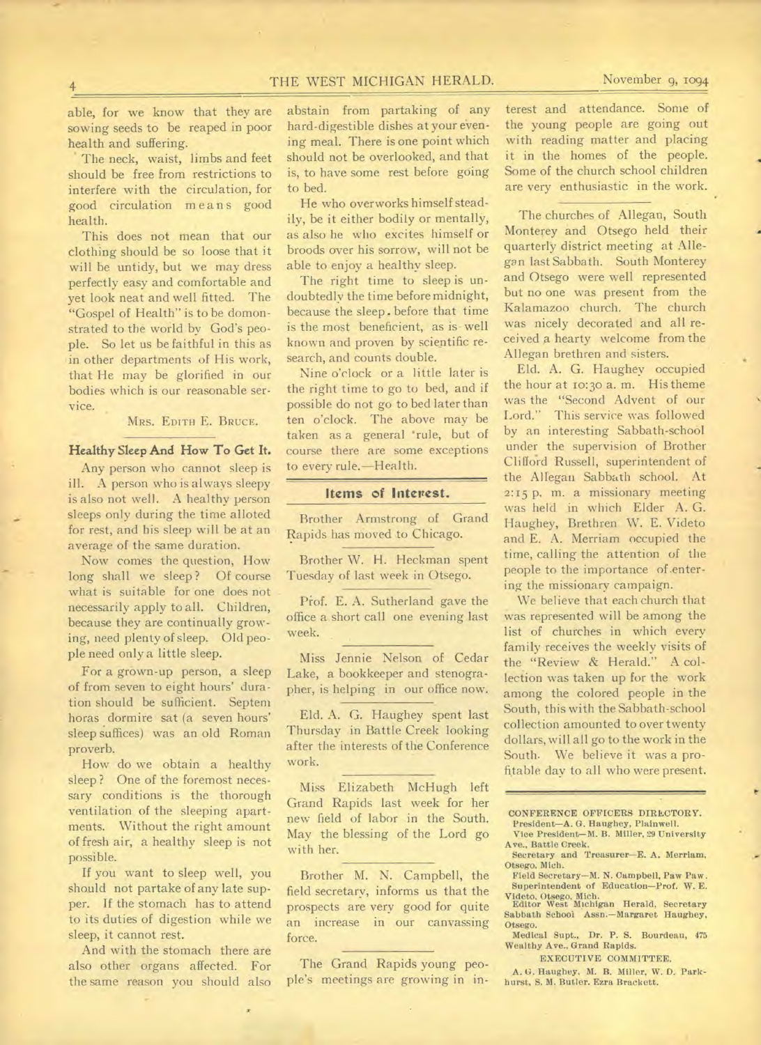able, for we know that they are sowing seeds to be reaped in poor health and suffering.

The neck, waist, limbs and feet should be free from restrictions to interfere with the circulation, for good circulation means good health.

This does not mean that our clothing should be so loose that it will be untidy, but we may dress perfectly easy and comfortable and yet look neat and well fitted. The "Gospel of Health" is to be domonstrated to the world by God's people. So let us be faithful in this as in other departments of His work, that He may be glorified in our bodies which is our reasonable service.

MRS. EDITH E. BRUCE.

### Healthy Sleep And How To Get It.

Any person who cannot sleep is ill. A person who is always sleepy is also not well. A healthy person sleeps only during the time alloted for rest, and his sleep will be at an average of the same duration.

Now comes the question, How long shall we sleep? Of course what is suitable for one does not necessarily apply to all. Children, because they are continually growing, need plenty of sleep. Old people need only a little sleep.

For a grown-up person, a sleep of from seven to eight hours' duration should be sufficient. Septem horas dormire sat (a seven hours' sleep suffices) was an old Roman proverb.

How do we obtain a healthy sleep? One of the foremost necessary conditions is the thorough ventilation of the sleeping apartments. Without the right amount of fresh air, a healthy sleep is not possible.

If you want to sleep well, you should not partake of any late supper. If the stomach has to attend to its duties of digestion while we sleep, it cannot rest.

And with the stomach there are also other organs affected. For the same reason you should also abstain from partaking of any hard-digestible dishes at your evening meal. There is one point which should not be overlooked, and that is, to have some rest before going to bed.

He who overworks himself steadily, be it either bodily or mentally, as also he who excites himself or broods over his sorrow, will not be able to enjoy a healthy sleep.

The right time to sleep is undoubtedly the time before midnight, because the sleep before that time is the most beneficient, as is well known and proven by scientific research, and counts double.

Nine o'clock or a little later is the right time to go to bed, and if possible do not go to bed later than ten o'clock. The above may be taken as a general rule, but of course there are some exceptions to every rule.—Health.

## Items of Interest.

Brother Armstrong of Grand Rapids has moved to Chicago.

Brother W. H. Heckman spent Tuesday of last week in Otsego.

Prof. E. A. Sutherland gave the office a short call one evening last week.

Miss Jennie Nelson of Cedar Lake, a bookkeeper and stenographer, is helping in our office now.

Eld. A. G. Haughey spent last Thursday in Battle Creek looking after the interests of the Conference work.

Miss Elizabeth McHugh left Grand Rapids last week for her new field of labor in the South. May the blessing of the Lord go with her.

Brother M. N. Campbell, the field secretary, informs us that the prospects are very good for quite an increase in our canvassing force.

The Grand Rapids young people's meetings are growing in interest and attendance. Some of the young people are going out with reading matter and placing it in the homes of the people. Some of the church school children are very enthusiastic in the work.

The churches of Allegan, South Monterey and Otsego held their quarterly district meeting at Allegan last Sabbath. South Monterey and Otsego were well represented but no one was present from the Kalamazoo church. The church was nicely decorated and all received a hearty welcome from the Allegan brethren and sisters.

Eld. A. G. Haughey occupied the hour at 10:30 a. m. His theme was the "Second Advent of our Lord." This service was followed by an interesting Sabbath-school under the supervision of Brother Clifford Russell, superintendent of the Allegan Sabbath school. At 2:15 p. m. a missionary meeting was held in which Elder A. G. Haughey, Brethren W. E. Videto and E. A. Merriam occupied the time, calling the attention of the people to the importance of entering the missionary campaign.

We believe that each church that was represented will be among the list of churches in which every family receives the weekly visits of the "Review & Herald." A collection was taken up for the work among the colored people in the South, this with the Sabbath-school collection amounted to over twenty dollars, will all go to the work in the South. We believe it was a profitable day to all who were present.

---

CONFERENCE OFFICERS DIRECTORY.

President—A. G. Haughey, Plainwell.
Vice President—M. B. Miller, 29 University Ave., Battle Creek.
Secretary and Treasurer—E. A. Merriam, Otsego, Mich.
Field Secretary—M. N. Campbell, Paw Paw.
Superintendent of Education—Prof. W. E. Videto, Otsego, Mich.
Editor West Michigan Herald, Secretary Sabbath School Assn.—Margaret Haughey, Otsego.
Medical Supt., Dr. P. S. Bourdeau, 475 Wealthy Ave., Grand Rapids.

EXECUTIVE COMMITTEE.

A. G. Haughey, M. B. Miller, W. D. Parkhurst, S. M. Butler, Ezra Brackett.